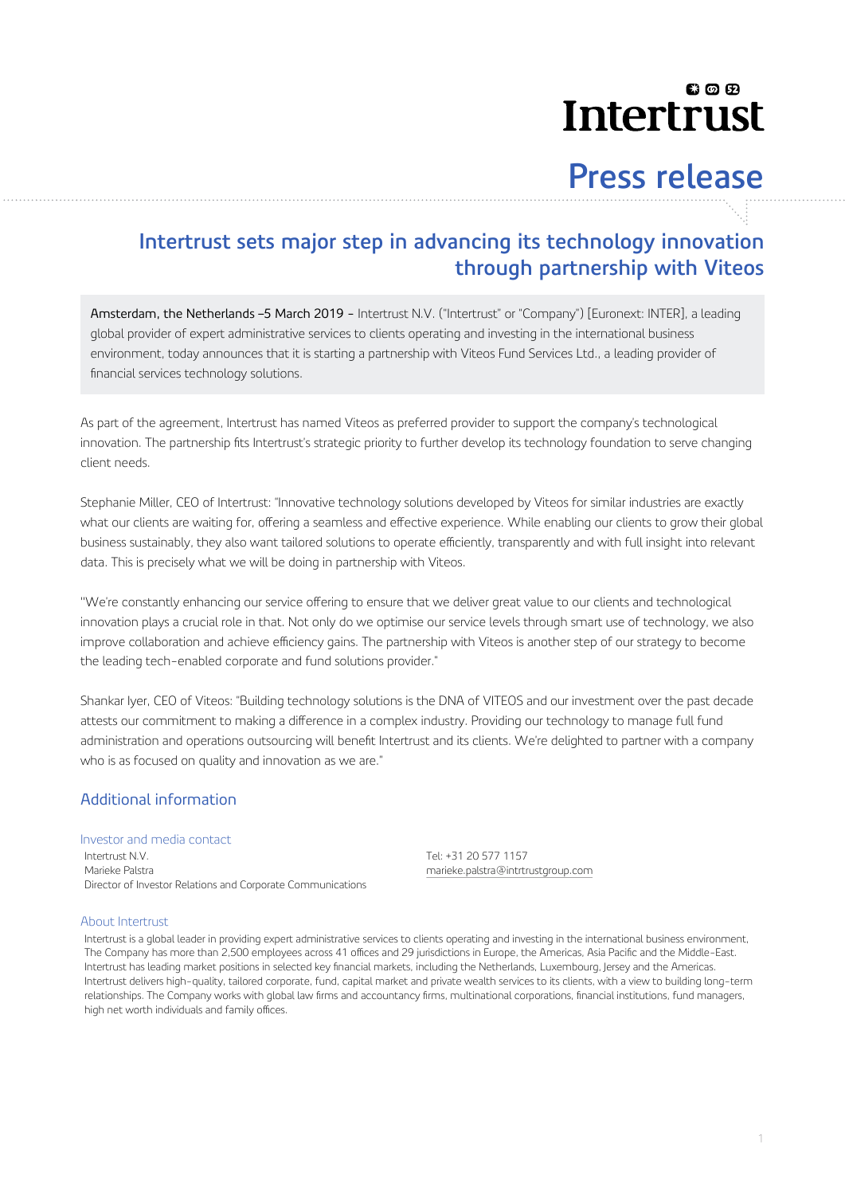# Intertrust

## Press release

## Intertrust sets major step in advancing its technology innovation through partnership with Viteos

Amsterdam, the Netherlands –5 March 2019 – Intertrust N.V. ("Intertrust" or "Company") [Euronext: INTER], a leading global provider of expert administrative services to clients operating and investing in the international business environment, today announces that it is starting a partnership with Viteos Fund Services Ltd., a leading provider of financial services technology solutions.

As part of the agreement, Intertrust has named Viteos as preferred provider to support the company's technological innovation. The partnership fits Intertrust's strategic priority to further develop its technology foundation to serve changing client needs.

Stephanie Miller, CEO of Intertrust: "Innovative technology solutions developed by Viteos for similar industries are exactly what our clients are waiting for, offering a seamless and effective experience. While enabling our clients to grow their global business sustainably, they also want tailored solutions to operate efficiently, transparently and with full insight into relevant data. This is precisely what we will be doing in partnership with Viteos.

"We're constantly enhancing our service offering to ensure that we deliver great value to our clients and technological innovation plays a crucial role in that. Not only do we optimise our service levels through smart use of technology, we also improve collaboration and achieve efficiency gains. The partnership with Viteos is another step of our strategy to become the leading tech-enabled corporate and fund solutions provider."

Shankar Iyer, CEO of Viteos: "Building technology solutions is the DNA of VITEOS and our investment over the past decade attests our commitment to making a difference in a complex industry. Providing our technology to manage full fund administration and operations outsourcing will benefit Intertrust and its clients. We're delighted to partner with a company who is as focused on quality and innovation as we are."

## Additional information

### Investor and media contact

Intertrust N.V.
Marieke Palstra
Director of Investor Relations and Corporate Communications

Tel: +31 20 577 1157
marieke.palstra@intrtrustgroup.com

### About Intertrust

Intertrust is a global leader in providing expert administrative services to clients operating and investing in the international business environment. The Company has more than 2,500 employees across 41 offices and 29 jurisdictions in Europe, the Americas, Asia Pacific and the Middle-East. Intertrust has leading market positions in selected key financial markets, including the Netherlands, Luxembourg, Jersey and the Americas. Intertrust delivers high-quality, tailored corporate, fund, capital market and private wealth services to its clients, with a view to building long-term relationships. The Company works with global law firms and accountancy firms, multinational corporations, financial institutions, fund managers, high net worth individuals and family offices.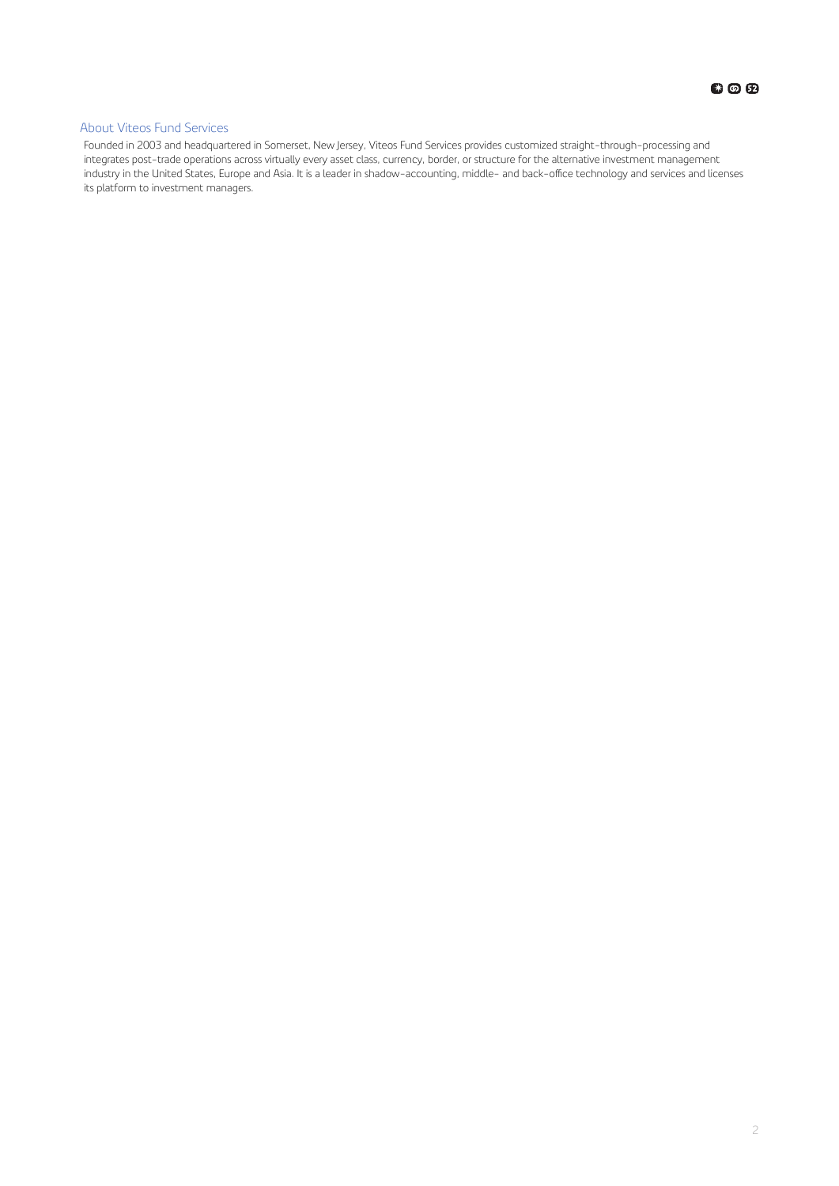## About Viteos Fund Services

Founded in 2003 and headquartered in Somerset, New Jersey, Viteos Fund Services provides customized straight-through-processing and integrates post-trade operations across virtually every asset class, currency, border, or structure for the alternative investment management industry in the United States, Europe and Asia. It is a leader in shadow-accounting, middle- and back-office technology and services and licenses its platform to investment managers.